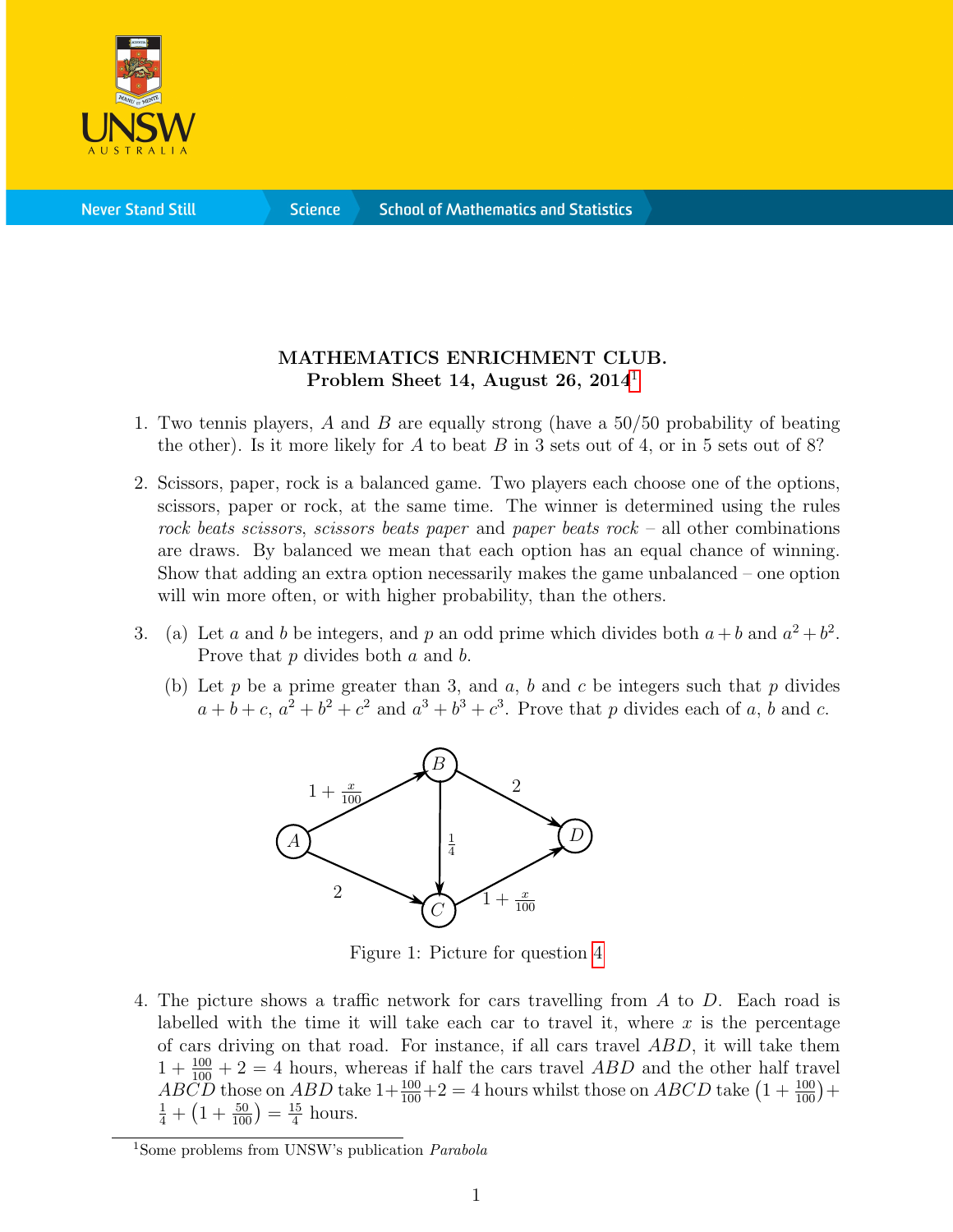# MATHEMATICS ENRICHMENT CLUB.

## Problem Sheet 14, August 26, 2014[1]

1. Two tennis players, $A$ and $B$ are equally strong (have a 50/50 probability of beating the other). Is it more likely for $A$ to beat $B$ in 3 sets out of 4, or in 5 sets out of 8?

2. Scissors, paper, rock is a balanced game. Two players each choose one of the options, scissors, paper or rock, at the same time. The winner is determined using the rules *rock beats scissors*, *scissors beats paper* and *paper beats rock* – all other combinations are draws. By balanced we mean that each option has an equal chance of winning. Show that adding an extra option necessarily makes the game unbalanced – one option will win more often, or with higher probability, than the others.

3. (a) Let $a$ and $b$ be integers, and $p$ an odd prime which divides both $a+b$ and $a^2+b^2$. Prove that $p$ divides both $a$ and $b$.

   (b) Let $p$ be a prime greater than 3, and $a$, $b$ and $c$ be integers such that $p$ divides $a+b+c$, $a^2+b^2+c^2$ and $a^3+b^3+c^3$. Prove that $p$ divides each of $a$, $b$ and $c$.

Figure 1: Picture for question 4

4. The picture shows a traffic network for cars travelling from $A$ to $D$. Each road is labelled with the time it will take each car to travel it, where $x$ is the percentage of cars driving on that road. For instance, if all cars travel $ABD$, it will take them $1+\frac{100}{100}+2 = 4$ hours, whereas if half the cars travel $ABD$ and the other half travel $ABCD$ those on $ABD$ take $1+\frac{100}{100}+2 = 4$ hours whilst those on $ABCD$ take $\left(1+\frac{100}{100}\right)+\frac{1}{4}+\left(1+\frac{50}{100}\right) = \frac{15}{4}$ hours.

[1] Some problems from UNSW's publication *Parabola*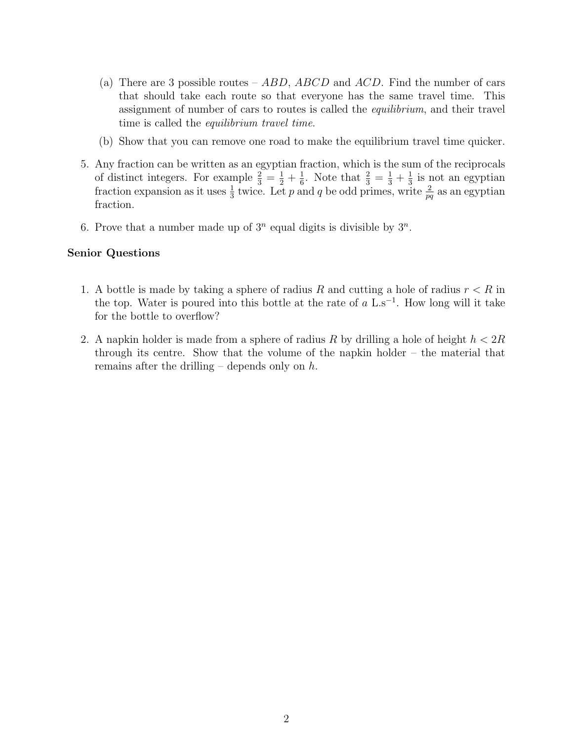(a) There are 3 possible routes – $ABD$, $ABCD$ and $ACD$. Find the number of cars that should take each route so that everyone has the same travel time. This assignment of number of cars to routes is called the *equilibrium*, and their travel time is called the *equilibrium travel time*.

(b) Show that you can remove one road to make the equilibrium travel time quicker.

5. Any fraction can be written as an egyptian fraction, which is the sum of the reciprocals of distinct integers. For example $\frac{2}{3} = \frac{1}{2} + \frac{1}{6}$. Note that $\frac{2}{3} = \frac{1}{3} + \frac{1}{3}$ is not an egyptian fraction expansion as it uses $\frac{1}{3}$ twice. Let $p$ and $q$ be odd primes, write $\frac{2}{pq}$ as an egyptian fraction.

6. Prove that a number made up of $3^n$ equal digits is divisible by $3^n$.

**Senior Questions**

1. A bottle is made by taking a sphere of radius $R$ and cutting a hole of radius $r < R$ in the top. Water is poured into this bottle at the rate of $a$ L.s$^{-1}$. How long will it take for the bottle to overflow?

2. A napkin holder is made from a sphere of radius $R$ by drilling a hole of height $h < 2R$ through its centre. Show that the volume of the napkin holder – the material that remains after the drilling – depends only on $h$.